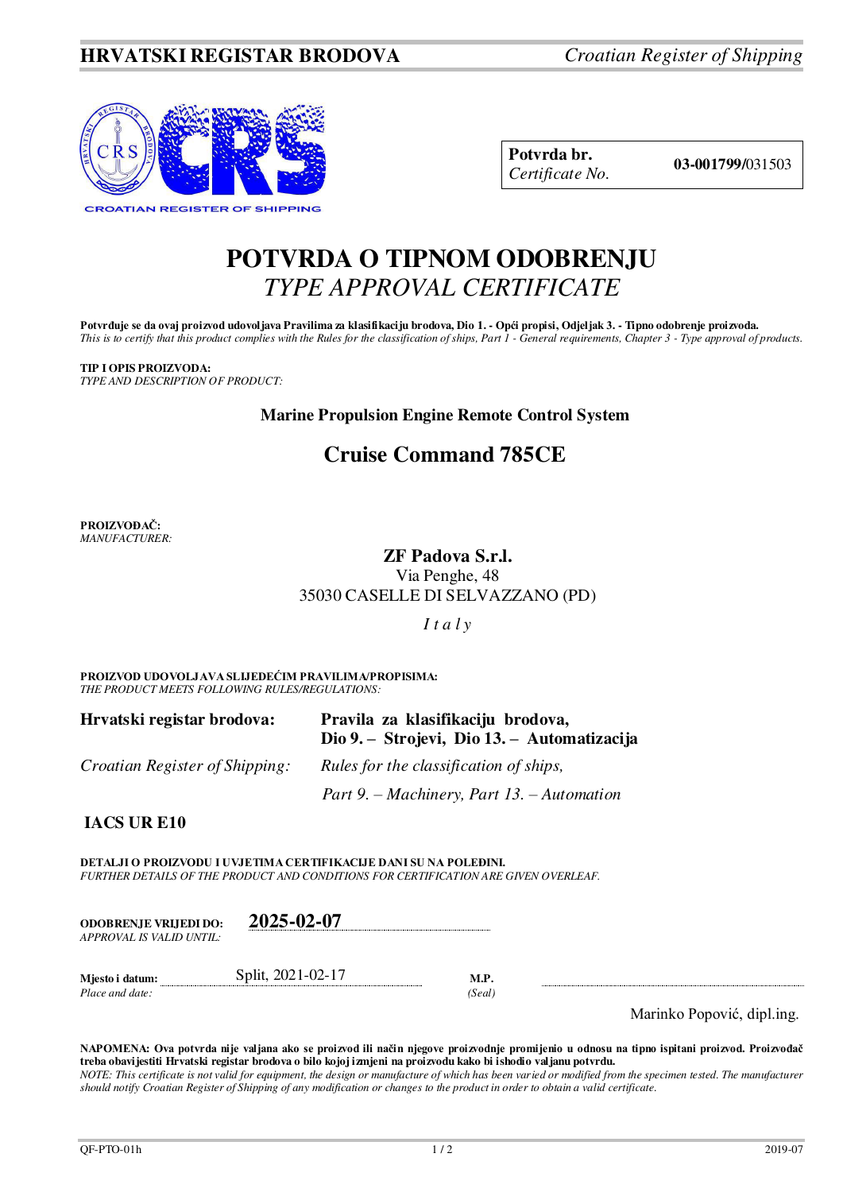**HRVATSKI REGISTAR BRODOVA** *Croatian Register of Shipping*

CROATIAN REGISTER OF SHIPPING

| **Potvrda br.** *Certificate No.* | **03-001799/**031503 |
|---|---|

# POTVRDA O TIPNOM ODOBRENJU
## *TYPE APPROVAL CERTIFICATE*

**Potvrđuje se da ovaj proizvod udovoljava Pravilima za klasifikaciju brodova, Dio 1. - Opći propisi, Odjeljak 3. - Tipno odobrenje proizvoda.**
*This is to certify that this product complies with the Rules for the classification of ships, Part 1 - General requirements, Chapter 3 - Type approval of products.*

**TIP I OPIS PROIZVODA:**
*TYPE AND DESCRIPTION OF PRODUCT:*

**Marine Propulsion Engine Remote Control System**

## Cruise Command 785CE

**PROIZVOĐAČ:**
*MANUFACTURER:*

**ZF Padova S.r.l.**
Via Penghe, 48
35030 CASELLE DI SELVAZZANO (PD)

*I t a l y*

**PROIZVOD UDOVOLJAVA SLIJEDEĆIM PRAVILIMA/PROPISIMA:**
*THE PRODUCT MEETS FOLLOWING RULES/REGULATIONS:*

| | |
|---|---|
| **Hrvatski registar brodova:** | **Pravila za klasifikaciju brodova, Dio 9. – Strojevi, Dio 13. – Automatizacija** |
| *Croatian Register of Shipping:* | *Rules for the classification of ships, Part 9. – Machinery, Part 13. – Automation* |

**IACS UR E10**

**DETALJI O PROIZVODU I UVJETIMA CERTIFIKACIJE DANI SU NA POLEĐINI.**
*FURTHER DETAILS OF THE PRODUCT AND CONDITIONS FOR CERTIFICATION ARE GIVEN OVERLEAF.*

**ODOBRENJE VRIJEDI DO:** *APPROVAL IS VALID UNTIL:* **2025-02-07**

**Mjesto i datum:** *Place and date:* Split, 2021-02-17

**M.P.** *(Seal)*

Marinko Popović, dipl.ing.

**NAPOMENA: Ova potvrda nije valjana ako se proizvod ili način njegove proizvodnje promijenio u odnosu na tipno ispitani proizvod. Proizvođač treba obavijestiti Hrvatski registar brodova o bilo kojoj izmjeni na proizvodu kako bi ishodio valjanu potvrdu.**
*NOTE: This certificate is not valid for equipment, the design or manufacture of which has been varied or modified from the specimen tested. The manufacturer should notify Croatian Register of Shipping of any modification or changes to the product in order to obtain a valid certificate.*

QF-PTO-01h 2019-07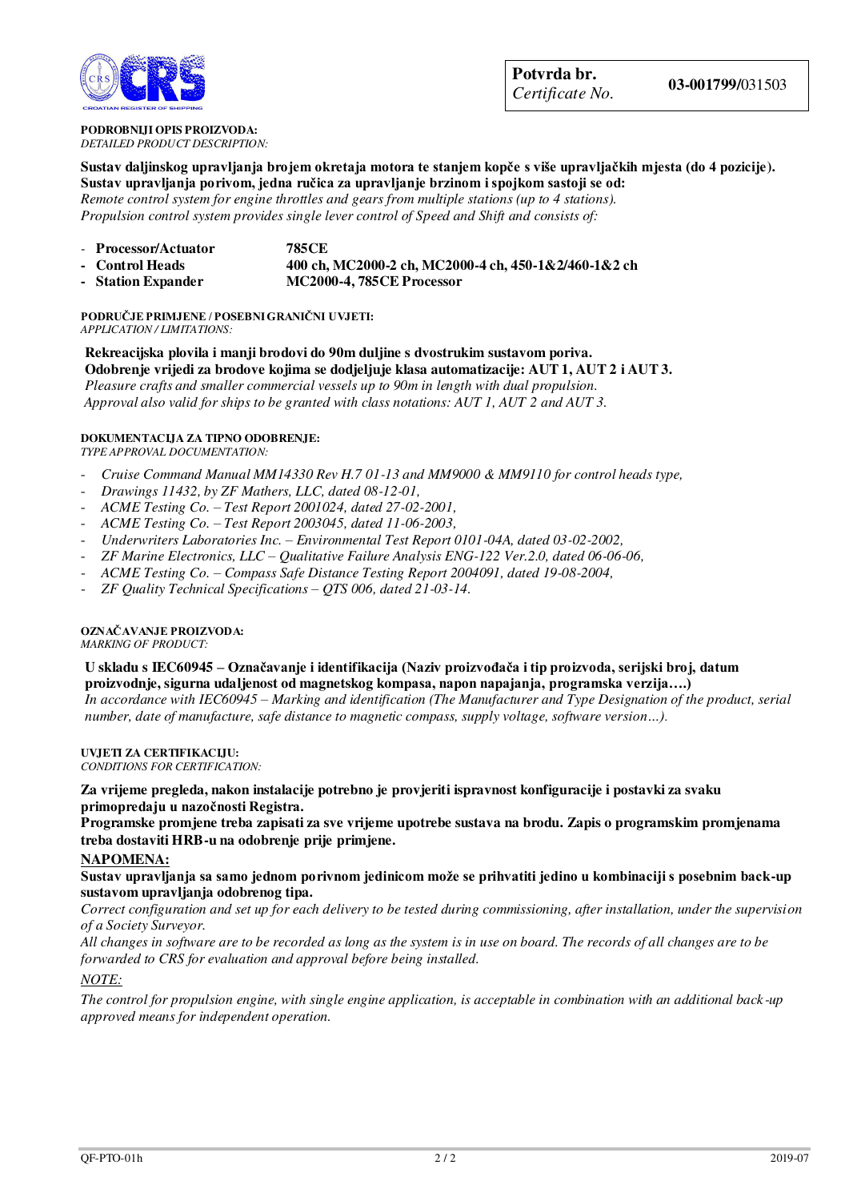| Potvrda br. *Certificate No.* | **03-001799/**031503 |
| --- | --- |

**PODROBNIJI OPIS PROIZVODA:**
*DETAILED PRODUCT DESCRIPTION:*

**Sustav daljinskog upravljanja brojem okretaja motora te stanjem kopče s više upravljačkih mjesta (do 4 pozicije). Sustav upravljanja porivom, jedna ručica za upravljanje brzinom i spojkom sastoji se od:**
*Remote control system for engine throttles and gears from multiple stations (up to 4 stations). Propulsion control system provides single lever control of Speed and Shift and consists of:*

| | |
| --- | --- |
| - **Processor/Actuator** | **785CE** |
| - **Control Heads** | **400 ch, MC2000-2 ch, MC2000-4 ch, 450-1&2/460-1&2 ch** |
| - **Station Expander** | **MC2000-4, 785CE Processor** |

**PODRUČJE PRIMJENE / POSEBNI GRANIČNI UVJETI:**
*APPLICATION / LIMITATIONS:*

**Rekreacijska plovila i manji brodovi do 90m duljine s dvostrukim sustavom poriva.**
**Odobrenje vrijedi za brodove kojima se dodjeljuje klasa automatizacije: AUT 1, AUT 2 i AUT 3.**
*Pleasure crafts and smaller commercial vessels up to 90m in length with dual propulsion.*
*Approval also valid for ships to be granted with class notations: AUT 1, AUT 2 and AUT 3.*

**DOKUMENTACIJA ZA TIPNO ODOBRENJE:**
*TYPE APPROVAL DOCUMENTATION:*

- *Cruise Command Manual MM14330 Rev H.7 01-13 and MM9000 & MM9110 for control heads type,*
- *Drawings 11432, by ZF Mathers, LLC, dated 08-12-01,*
- *ACME Testing Co. – Test Report 2001024, dated 27-02-2001,*
- *ACME Testing Co. – Test Report 2003045, dated 11-06-2003,*
- *Underwriters Laboratories Inc. – Environmental Test Report 0101-04A, dated 03-02-2002,*
- *ZF Marine Electronics, LLC – Qualitative Failure Analysis ENG-122 Ver.2.0, dated 06-06-06,*
- *ACME Testing Co. – Compass Safe Distance Testing Report 2004091, dated 19-08-2004,*
- *ZF Quality Technical Specifications – QTS 006, dated 21-03-14.*

**OZNAČAVANJE PROIZVODA:**
*MARKING OF PRODUCT:*

**U skladu s IEC60945 – Označavanje i identifikacija (Naziv proizvođača i tip proizvoda, serijski broj, datum proizvodnje, sigurna udaljenost od magnetskog kompasa, napon napajanja, programska verzija….)**
*In accordance with IEC60945 – Marking and identification (The Manufacturer and Type Designation of the product, serial number, date of manufacture, safe distance to magnetic compass, supply voltage, software version…).*

**UVJETI ZA CERTIFIKACIJU:**
*CONDITIONS FOR CERTIFICATION:*

**Za vrijeme pregleda, nakon instalacije potrebno je provjeriti ispravnost konfiguracije i postavki za svaku primopredaju u nazočnosti Registra.**
**Programske promjene treba zapisati za sve vrijeme upotrebe sustava na brodu. Zapis o programskim promjenama treba dostaviti HRB-u na odobrenje prije primjene.**

**NAPOMENA:**

**Sustav upravljanja sa samo jednom porivnom jedinicom može se prihvatiti jedino u kombinaciji s posebnim back-up sustavom upravljanja odobrenog tipa.**

*Correct configuration and set up for each delivery to be tested during commissioning, after installation, under the supervision of a Society Surveyor.*
*All changes in software are to be recorded as long as the system is in use on board. The records of all changes are to be forwarded to CRS for evaluation and approval before being installed.*

*NOTE:*

*The control for propulsion engine, with single engine application, is acceptable in combination with an additional back-up approved means for independent operation.*